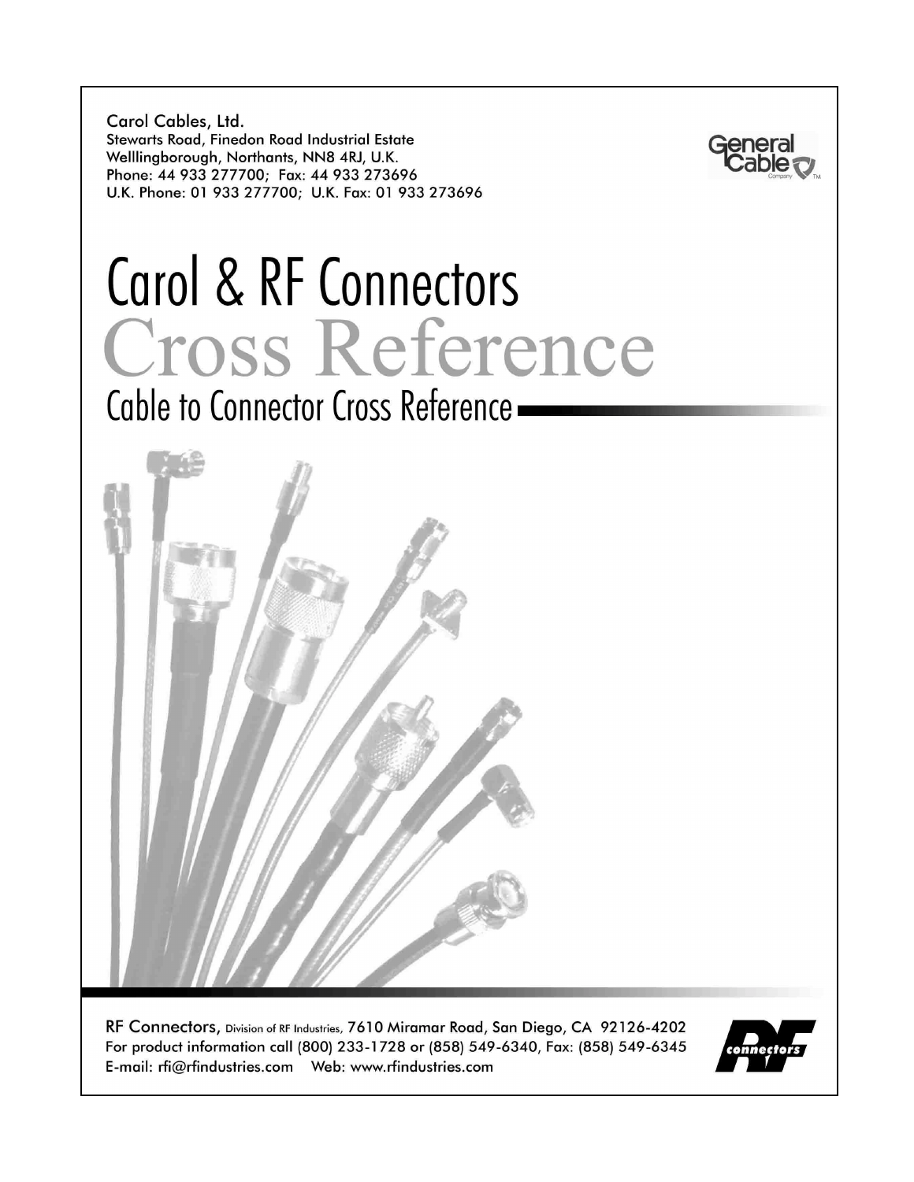Carol Cables, Ltd.
Stewarts Road, Finedon Road Industrial Estate
Welllingborough, Northants, NN8 4RJ, U.K.
Phone: 44 933 277700; Fax: 44 933 273696
U.K. Phone: 01 933 277700; U.K. Fax: 01 933 273696

General Cable Company TM

# Carol & RF Connectors

# Cross Reference

## Cable to Connector Cross Reference

RF Connectors, Division of RF Industries, 7610 Miramar Road, San Diego, CA 92126-4202
For product information call (800) 233-1728 or (858) 549-6340, Fax: (858) 549-6345
E-mail: rfi@rfindustries.com Web: www.rfindustries.com

RF connectors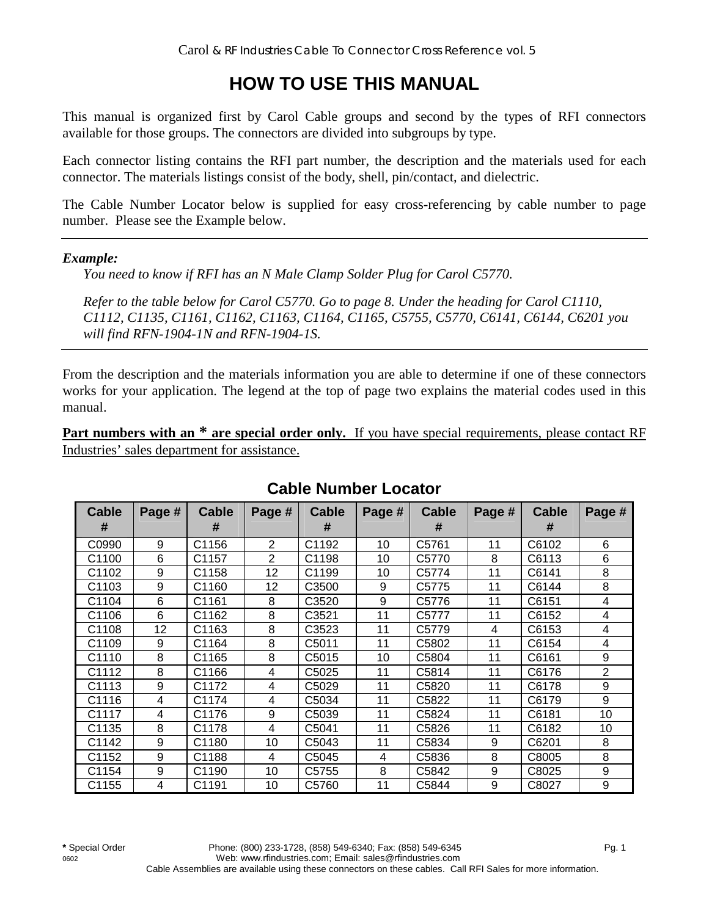# HOW TO USE THIS MANUAL

This manual is organized first by Carol Cable groups and second by the types of RFI connectors available for those groups. The connectors are divided into subgroups by type.

Each connector listing contains the RFI part number, the description and the materials used for each connector. The materials listings consist of the body, shell, pin/contact, and dielectric.

The Cable Number Locator below is supplied for easy cross-referencing by cable number to page number. Please see the Example below.

---

***Example:***

*You need to know if RFI has an N Male Clamp Solder Plug for Carol C5770.*

*Refer to the table below for Carol C5770. Go to page 8. Under the heading for Carol C1110, C1112, C1135, C1161, C1162, C1163, C1164, C1165, C5755, C5770, C6141, C6144, C6201 you will find RFN-1904-1N and RFN-1904-1S.*

---

From the description and the materials information you are able to determine if one of these connectors works for your application. The legend at the top of page two explains the material codes used in this manual.

**Part numbers with an * are special order only.** If you have special requirements, please contact RF Industries' sales department for assistance.

## Cable Number Locator

| Cable # | Page # | Cable # | Page # | Cable # | Page # | Cable # | Page # | Cable # | Page # |
|---|---|---|---|---|---|---|---|---|---|
| C0990 | 9 | C1156 | 2 | C1192 | 10 | C5761 | 11 | C6102 | 6 |
| C1100 | 6 | C1157 | 2 | C1198 | 10 | C5770 | 8 | C6113 | 6 |
| C1102 | 9 | C1158 | 12 | C1199 | 10 | C5774 | 11 | C6141 | 8 |
| C1103 | 9 | C1160 | 12 | C3500 | 9 | C5775 | 11 | C6144 | 8 |
| C1104 | 6 | C1161 | 8 | C3520 | 9 | C5776 | 11 | C6151 | 4 |
| C1106 | 6 | C1162 | 8 | C3521 | 11 | C5777 | 11 | C6152 | 4 |
| C1108 | 12 | C1163 | 8 | C3523 | 11 | C5779 | 4 | C6153 | 4 |
| C1109 | 9 | C1164 | 8 | C5011 | 11 | C5802 | 11 | C6154 | 4 |
| C1110 | 8 | C1165 | 8 | C5015 | 10 | C5804 | 11 | C6161 | 9 |
| C1112 | 8 | C1166 | 4 | C5025 | 11 | C5814 | 11 | C6176 | 2 |
| C1113 | 9 | C1172 | 4 | C5029 | 11 | C5820 | 11 | C6178 | 9 |
| C1116 | 4 | C1174 | 4 | C5034 | 11 | C5822 | 11 | C6179 | 9 |
| C1117 | 4 | C1176 | 9 | C5039 | 11 | C5824 | 11 | C6181 | 10 |
| C1135 | 8 | C1178 | 4 | C5041 | 11 | C5826 | 11 | C6182 | 10 |
| C1142 | 9 | C1180 | 10 | C5043 | 11 | C5834 | 9 | C6201 | 8 |
| C1152 | 9 | C1188 | 4 | C5045 | 4 | C5836 | 8 | C8005 | 8 |
| C1154 | 9 | C1190 | 10 | C5755 | 8 | C5842 | 9 | C8025 | 9 |
| C1155 | 4 | C1191 | 10 | C5760 | 11 | C5844 | 9 | C8027 | 9 |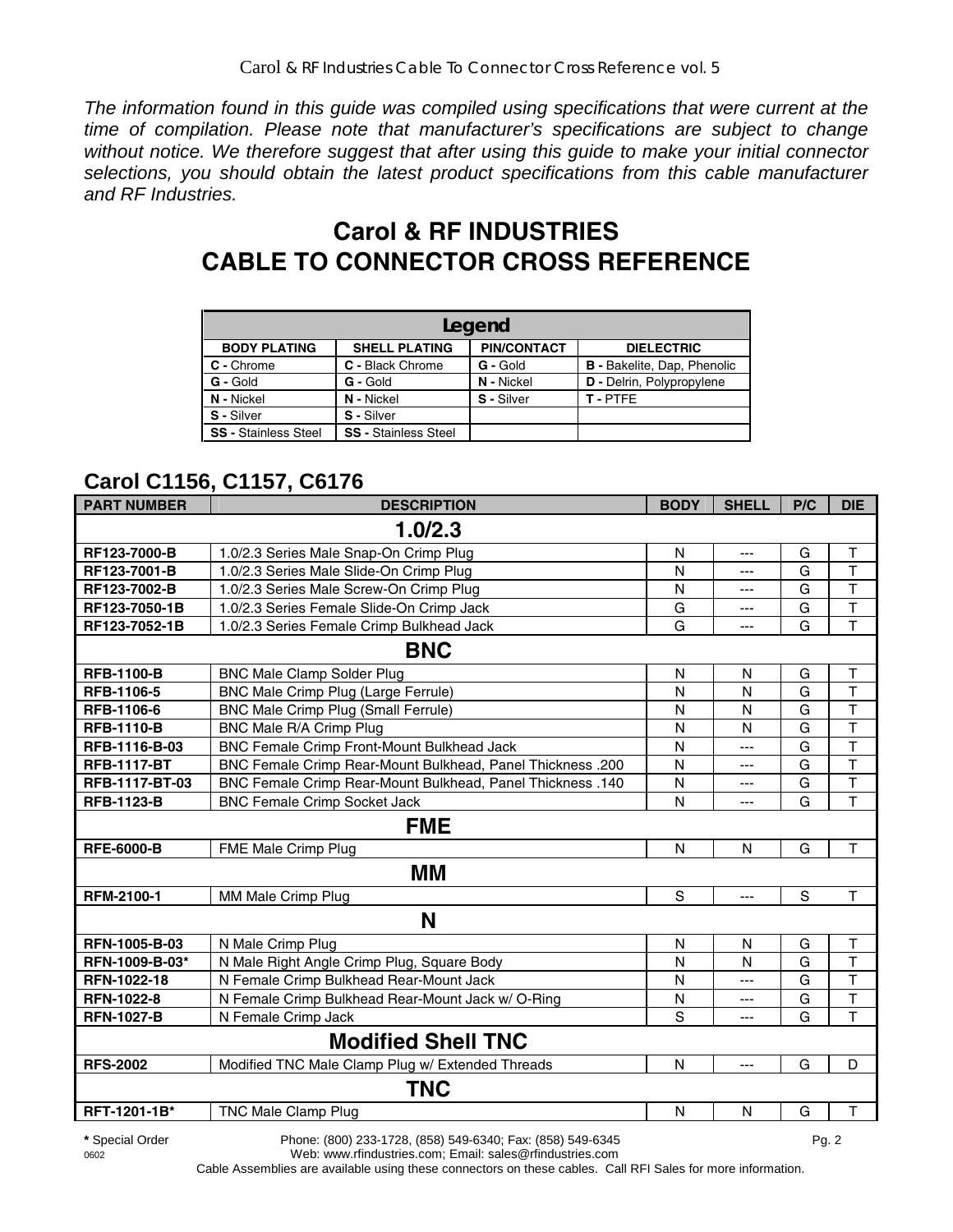The information found in this guide was compiled using specifications that were current at the time of compilation. Please note that manufacturer's specifications are subject to change without notice. We therefore suggest that after using this guide to make your initial connector selections, you should obtain the latest product specifications from this cable manufacturer and RF Industries.

# Carol & RF INDUSTRIES
# CABLE TO CONNECTOR CROSS REFERENCE

| Legend | | | |
|---|---|---|---|
| **BODY PLATING** | **SHELL PLATING** | **PIN/CONTACT** | **DIELECTRIC** |
| **C -** Chrome | **C -** Black Chrome | **G -** Gold | **B -** Bakelite, Dap, Phenolic |
| **G -** Gold | **G -** Gold | **N -** Nickel | **D -** Delrin, Polypropylene |
| **N -** Nickel | **N -** Nickel | **S -** Silver | **T -** PTFE |
| **S -** Silver | **S -** Silver | | |
| **SS -** Stainless Steel | **SS -** Stainless Steel | | |

## Carol C1156, C1157, C6176

| PART NUMBER | DESCRIPTION | BODY | SHELL | P/C | DIE |
|---|---|---|---|---|---|
| **1.0/2.3** | | | | | |
| **RF123-7000-B** | 1.0/2.3 Series Male Snap-On Crimp Plug | N | --- | G | T |
| **RF123-7001-B** | 1.0/2.3 Series Male Slide-On Crimp Plug | N | --- | G | T |
| **RF123-7002-B** | 1.0/2.3 Series Male Screw-On Crimp Plug | N | --- | G | T |
| **RF123-7050-1B** | 1.0/2.3 Series Female Slide-On Crimp Jack | G | --- | G | T |
| **RF123-7052-1B** | 1.0/2.3 Series Female Crimp Bulkhead Jack | G | --- | G | T |
| **BNC** | | | | | |
| **RFB-1100-B** | BNC Male Clamp Solder Plug | N | N | G | T |
| **RFB-1106-5** | BNC Male Crimp Plug (Large Ferrule) | N | N | G | T |
| **RFB-1106-6** | BNC Male Crimp Plug (Small Ferrule) | N | N | G | T |
| **RFB-1110-B** | BNC Male R/A Crimp Plug | N | N | G | T |
| **RFB-1116-B-03** | BNC Female Crimp Front-Mount Bulkhead Jack | N | --- | G | T |
| **RFB-1117-BT** | BNC Female Crimp Rear-Mount Bulkhead, Panel Thickness .200 | N | --- | G | T |
| **RFB-1117-BT-03** | BNC Female Crimp Rear-Mount Bulkhead, Panel Thickness .140 | N | --- | G | T |
| **RFB-1123-B** | BNC Female Crimp Socket Jack | N | --- | G | T |
| **FME** | | | | | |
| **RFE-6000-B** | FME Male Crimp Plug | N | N | G | T |
| **MM** | | | | | |
| **RFM-2100-1** | MM Male Crimp Plug | S | --- | S | T |
| **N** | | | | | |
| **RFN-1005-B-03** | N Male Crimp Plug | N | N | G | T |
| **RFN-1009-B-03*** | N Male Right Angle Crimp Plug, Square Body | N | N | G | T |
| **RFN-1022-18** | N Female Crimp Bulkhead Rear-Mount Jack | N | --- | G | T |
| **RFN-1022-8** | N Female Crimp Bulkhead Rear-Mount Jack w/ O-Ring | N | --- | G | T |
| **RFN-1027-B** | N Female Crimp Jack | S | --- | G | T |
| **Modified Shell TNC** | | | | | |
| **RFS-2002** | Modified TNC Male Clamp Plug w/ Extended Threads | N | --- | G | D |
| **TNC** | | | | | |
| **RFT-1201-1B*** | TNC Male Clamp Plug | N | N | G | T |

**\*** Special Order Phone: (800) 233-1728, (858) 549-6340; Fax: (858) 549-6345

Web: www.rfindustries.com; Email: sales@rfindustries.com

Cable Assemblies are available using these connectors on these cables. Call RFI Sales for more information.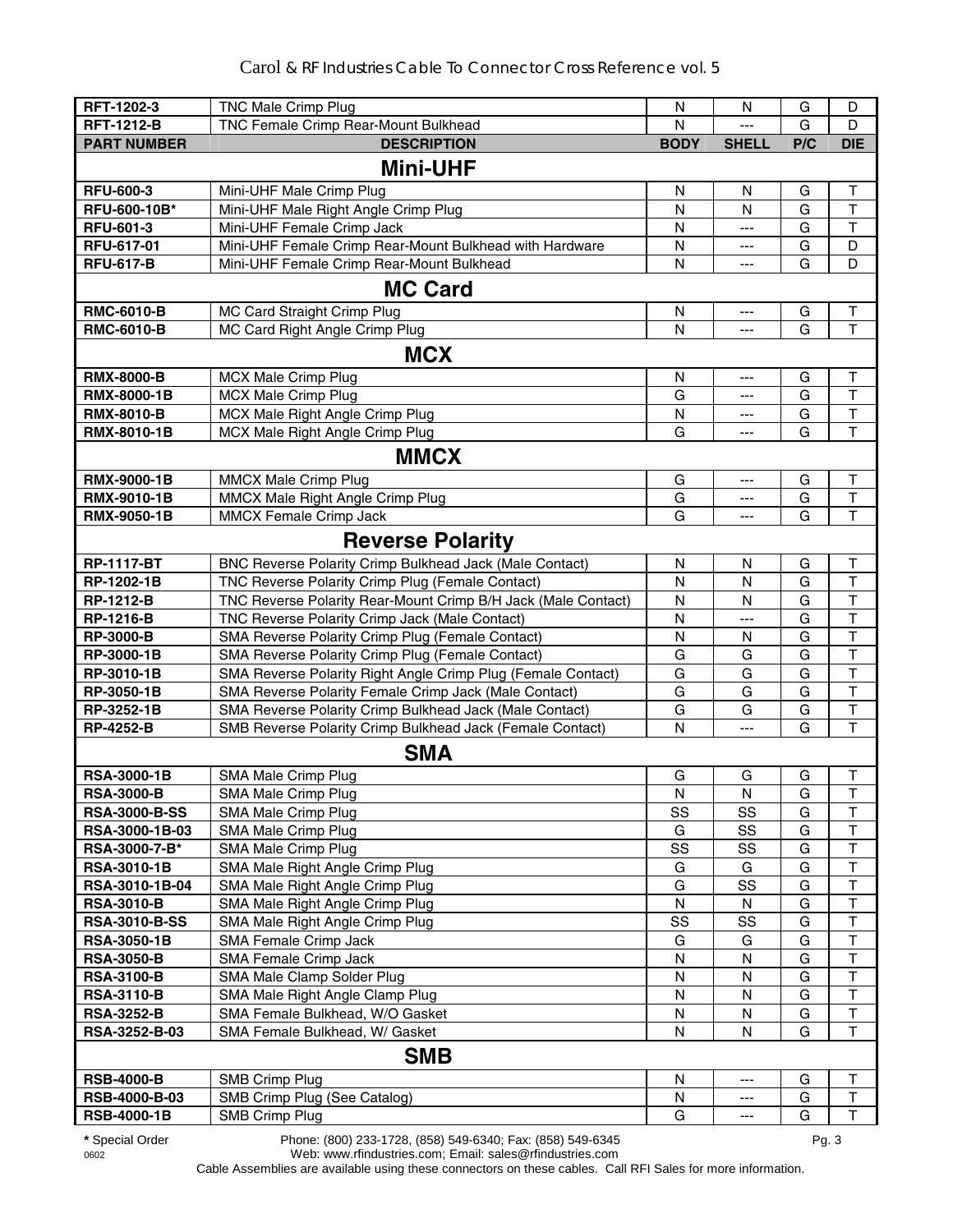| RFT-1202-3 | TNC Male Crimp Plug | N | N | G | D |
|---|---|---|---|---|---|
| RFT-1212-B | TNC Female Crimp Rear-Mount Bulkhead | N | --- | G | D |
| **PART NUMBER** | **DESCRIPTION** | **BODY** | **SHELL** | **P/C** | **DIE** |
| | **Mini-UHF** | | | | |
| RFU-600-3 | Mini-UHF Male Crimp Plug | N | N | G | T |
| RFU-600-10B* | Mini-UHF Male Right Angle Crimp Plug | N | N | G | T |
| RFU-601-3 | Mini-UHF Female Crimp Jack | N | --- | G | T |
| RFU-617-01 | Mini-UHF Female Crimp Rear-Mount Bulkhead with Hardware | N | --- | G | D |
| RFU-617-B | Mini-UHF Female Crimp Rear-Mount Bulkhead | N | --- | G | D |
| | **MC Card** | | | | |
| RMC-6010-B | MC Card Straight Crimp Plug | N | --- | G | T |
| RMC-6010-B | MC Card Right Angle Crimp Plug | N | --- | G | T |
| | **MCX** | | | | |
| RMX-8000-B | MCX Male Crimp Plug | N | --- | G | T |
| RMX-8000-1B | MCX Male Crimp Plug | G | --- | G | T |
| RMX-8010-B | MCX Male Right Angle Crimp Plug | N | --- | G | T |
| RMX-8010-1B | MCX Male Right Angle Crimp Plug | G | --- | G | T |
| | **MMCX** | | | | |
| RMX-9000-1B | MMCX Male Crimp Plug | G | --- | G | T |
| RMX-9010-1B | MMCX Male Right Angle Crimp Plug | G | --- | G | T |
| RMX-9050-1B | MMCX Female Crimp Jack | G | --- | G | T |
| | **Reverse Polarity** | | | | |
| RP-1117-BT | BNC Reverse Polarity Crimp Bulkhead Jack (Male Contact) | N | N | G | T |
| RP-1202-1B | TNC Reverse Polarity Crimp Plug (Female Contact) | N | N | G | T |
| RP-1212-B | TNC Reverse Polarity Rear-Mount Crimp B/H Jack (Male Contact) | N | N | G | T |
| RP-1216-B | TNC Reverse Polarity Crimp Jack (Male Contact) | N | --- | G | T |
| RP-3000-B | SMA Reverse Polarity Crimp Plug (Female Contact) | N | N | G | T |
| RP-3000-1B | SMA Reverse Polarity Crimp Plug (Female Contact) | G | G | G | T |
| RP-3010-1B | SMA Reverse Polarity Right Angle Crimp Plug (Female Contact) | G | G | G | T |
| RP-3050-1B | SMA Reverse Polarity Female Crimp Jack (Male Contact) | G | G | G | T |
| RP-3252-1B | SMA Reverse Polarity Crimp Bulkhead Jack (Male Contact) | G | G | G | T |
| RP-4252-B | SMB Reverse Polarity Crimp Bulkhead Jack (Female Contact) | N | --- | G | T |
| | **SMA** | | | | |
| RSA-3000-1B | SMA Male Crimp Plug | G | G | G | T |
| RSA-3000-B | SMA Male Crimp Plug | N | N | G | T |
| RSA-3000-B-SS | SMA Male Crimp Plug | SS | SS | G | T |
| RSA-3000-1B-03 | SMA Male Crimp Plug | G | SS | G | T |
| RSA-3000-7-B* | SMA Male Crimp Plug | SS | SS | G | T |
| RSA-3010-1B | SMA Male Right Angle Crimp Plug | G | G | G | T |
| RSA-3010-1B-04 | SMA Male Right Angle Crimp Plug | G | SS | G | T |
| RSA-3010-B | SMA Male Right Angle Crimp Plug | N | N | G | T |
| RSA-3010-B-SS | SMA Male Right Angle Crimp Plug | SS | SS | G | T |
| RSA-3050-1B | SMA Female Crimp Jack | G | G | G | T |
| RSA-3050-B | SMA Female Crimp Jack | N | N | G | T |
| RSA-3100-B | SMA Male Clamp Solder Plug | N | N | G | T |
| RSA-3110-B | SMA Male Right Angle Clamp Plug | N | N | G | T |
| RSA-3252-B | SMA Female Bulkhead, W/O Gasket | N | N | G | T |
| RSA-3252-B-03 | SMA Female Bulkhead, W/ Gasket | N | N | G | T |
| | **SMB** | | | | |
| RSB-4000-B | SMB Crimp Plug | N | --- | G | T |
| RSB-4000-B-03 | SMB Crimp Plug (See Catalog) | N | --- | G | T |
| RSB-4000-1B | SMB Crimp Plug | G | --- | G | T |

**\*** Special Order

Phone: (800) 233-1728, (858) 549-6340; Fax: (858) 549-6345
Web: www.rfindustries.com; Email: sales@rfindustries.com

Cable Assemblies are available using these connectors on these cables. Call RFI Sales for more information.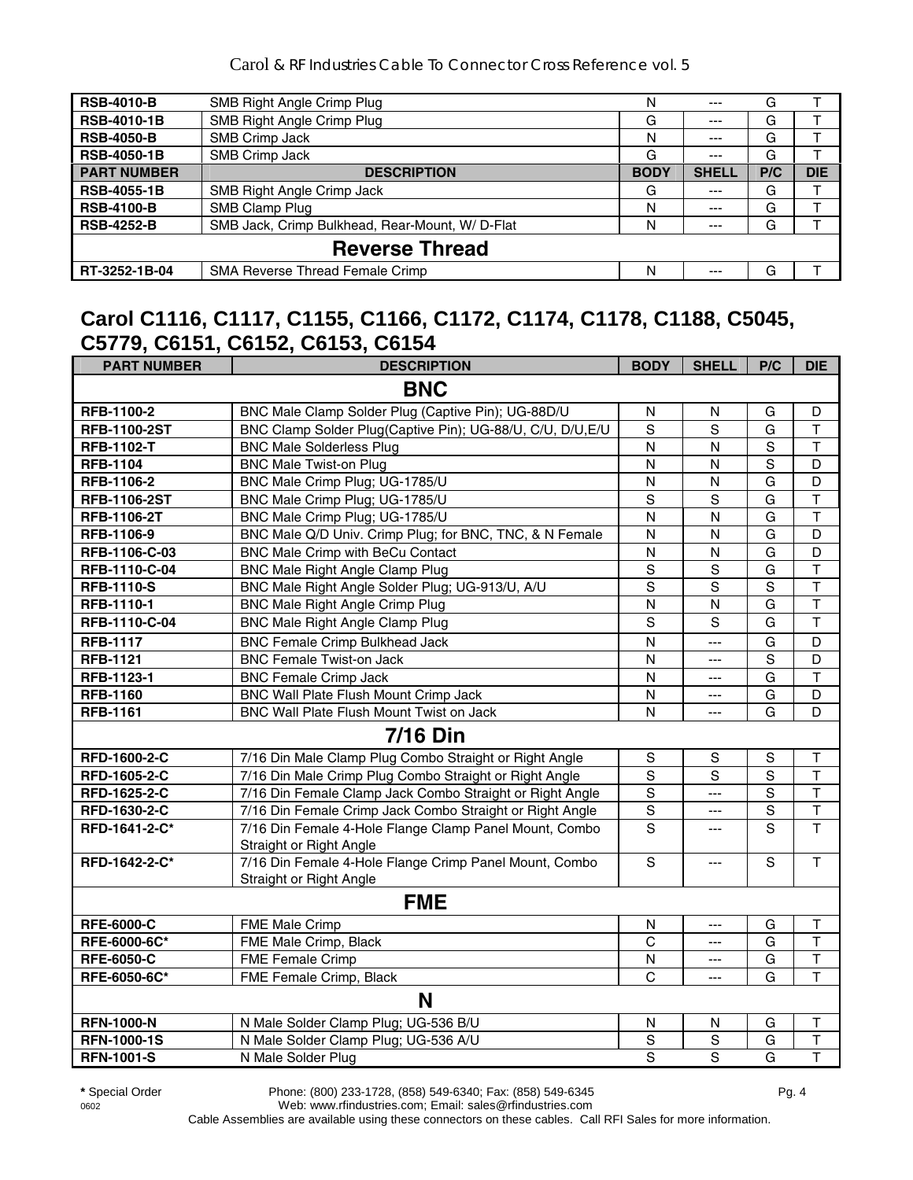| PART NUMBER | DESCRIPTION | BODY | SHELL | P/C | DIE |
|---|---|---|---|---|---|
| **RSB-4010-B** | SMB Right Angle Crimp Plug | N | --- | G | T |
| **RSB-4010-1B** | SMB Right Angle Crimp Plug | G | --- | G | T |
| **RSB-4050-B** | SMB Crimp Jack | N | --- | G | T |
| **RSB-4050-1B** | SMB Crimp Jack | G | --- | G | T |
| **PART NUMBER** | **DESCRIPTION** | **BODY** | **SHELL** | **P/C** | **DIE** |
| **RSB-4055-1B** | SMB Right Angle Crimp Jack | G | --- | G | T |
| **RSB-4100-B** | SMB Clamp Plug | N | --- | G | T |
| **RSB-4252-B** | SMB Jack, Crimp Bulkhead, Rear-Mount, W/ D-Flat | N | --- | G | T |
| **Reverse Thread** | | | | | |
| **RT-3252-1B-04** | SMA Reverse Thread Female Crimp | N | --- | G | T |

## Carol C1116, C1117, C1155, C1166, C1172, C1174, C1178, C1188, C5045, C5779, C6151, C6152, C6153, C6154

| PART NUMBER | DESCRIPTION | BODY | SHELL | P/C | DIE |
|---|---|---|---|---|---|
| **BNC** | | | | | |
| **RFB-1100-2** | BNC Male Clamp Solder Plug (Captive Pin); UG-88D/U | N | N | G | D |
| **RFB-1100-2ST** | BNC Clamp Solder Plug(Captive Pin); UG-88/U, C/U, D/U,E/U | S | S | G | T |
| **RFB-1102-T** | BNC Male Solderless Plug | N | N | S | T |
| **RFB-1104** | BNC Male Twist-on Plug | N | N | S | D |
| **RFB-1106-2** | BNC Male Crimp Plug; UG-1785/U | N | N | G | D |
| **RFB-1106-2ST** | BNC Male Crimp Plug; UG-1785/U | S | S | G | T |
| **RFB-1106-2T** | BNC Male Crimp Plug; UG-1785/U | N | N | G | T |
| **RFB-1106-9** | BNC Male Q/D Univ. Crimp Plug; for BNC, TNC, & N Female | N | N | G | D |
| **RFB-1106-C-03** | BNC Male Crimp with BeCu Contact | N | N | G | D |
| **RFB-1110-C-04** | BNC Male Right Angle Clamp Plug | S | S | G | T |
| **RFB-1110-S** | BNC Male Right Angle Solder Plug; UG-913/U, A/U | S | S | S | T |
| **RFB-1110-1** | BNC Male Right Angle Crimp Plug | N | N | G | T |
| **RFB-1110-C-04** | BNC Male Right Angle Clamp Plug | S | S | G | T |
| **RFB-1117** | BNC Female Crimp Bulkhead Jack | N | --- | G | D |
| **RFB-1121** | BNC Female Twist-on Jack | N | --- | S | D |
| **RFB-1123-1** | BNC Female Crimp Jack | N | --- | G | T |
| **RFB-1160** | BNC Wall Plate Flush Mount Crimp Jack | N | --- | G | D |
| **RFB-1161** | BNC Wall Plate Flush Mount Twist on Jack | N | --- | G | D |
| **7/16 Din** | | | | | |
| **RFD-1600-2-C** | 7/16 Din Male Clamp Plug Combo Straight or Right Angle | S | S | S | T |
| **RFD-1605-2-C** | 7/16 Din Male Crimp Plug Combo Straight or Right Angle | S | S | S | T |
| **RFD-1625-2-C** | 7/16 Din Female Clamp Jack Combo Straight or Right Angle | S | --- | S | T |
| **RFD-1630-2-C** | 7/16 Din Female Crimp Jack Combo Straight or Right Angle | S | --- | S | T |
| **RFD-1641-2-C*** | 7/16 Din Female 4-Hole Flange Clamp Panel Mount, Combo Straight or Right Angle | S | --- | S | T |
| **RFD-1642-2-C*** | 7/16 Din Female 4-Hole Flange Crimp Panel Mount, Combo Straight or Right Angle | S | --- | S | T |
| **FME** | | | | | |
| **RFE-6000-C** | FME Male Crimp | N | --- | G | T |
| **RFE-6000-6C*** | FME Male Crimp, Black | C | --- | G | T |
| **RFE-6050-C** | FME Female Crimp | N | --- | G | T |
| **RFE-6050-6C*** | FME Female Crimp, Black | C | --- | G | T |
| **N** | | | | | |
| **RFN-1000-N** | N Male Solder Clamp Plug; UG-536 B/U | N | N | G | T |
| **RFN-1000-1S** | N Male Solder Clamp Plug; UG-536 A/U | S | S | G | T |
| **RFN-1001-S** | N Male Solder Plug | S | S | G | T |

**\*** Special Order

Phone: (800) 233-1728, (858) 549-6340; Fax: (858) 549-6345
Web: www.rfindustries.com; Email: sales@rfindustries.com

Cable Assemblies are available using these connectors on these cables. Call RFI Sales for more information.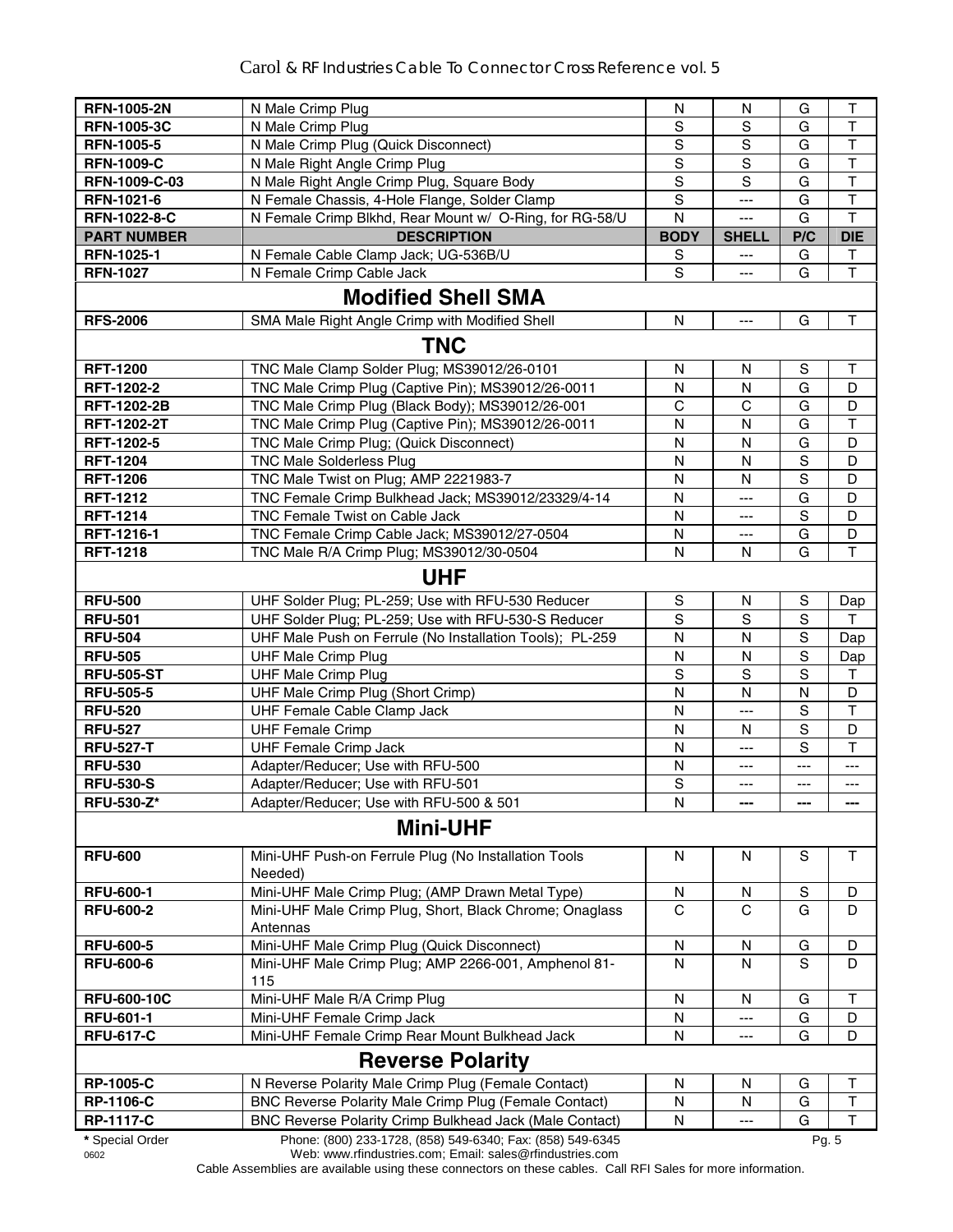| | | | | | |
|---|---|---|---|---|---|
| **RFN-1005-2N** | N Male Crimp Plug | N | N | G | T |
| **RFN-1005-3C** | N Male Crimp Plug | S | S | G | T |
| **RFN-1005-5** | N Male Crimp Plug (Quick Disconnect) | S | S | G | T |
| **RFN-1009-C** | N Male Right Angle Crimp Plug | S | S | G | T |
| **RFN-1009-C-03** | N Male Right Angle Crimp Plug, Square Body | S | S | G | T |
| **RFN-1021-6** | N Female Chassis, 4-Hole Flange, Solder Clamp | S | --- | G | T |
| **RFN-1022-8-C** | N Female Crimp Blkhd, Rear Mount w/ O-Ring, for RG-58/U | N | --- | G | T |
| **PART NUMBER** | **DESCRIPTION** | **BODY** | **SHELL** | **P/C** | **DIE** |
| **RFN-1025-1** | N Female Cable Clamp Jack; UG-536B/U | S | --- | G | T |
| **RFN-1027** | N Female Crimp Cable Jack | S | --- | G | T |
| | **Modified Shell SMA** | | | | |
| **RFS-2006** | SMA Male Right Angle Crimp with Modified Shell | N | --- | G | T |
| | **TNC** | | | | |
| **RFT-1200** | TNC Male Clamp Solder Plug; MS39012/26-0101 | N | N | S | T |
| **RFT-1202-2** | TNC Male Crimp Plug (Captive Pin); MS39012/26-0011 | N | N | G | D |
| **RFT-1202-2B** | TNC Male Crimp Plug (Black Body); MS39012/26-001 | C | C | G | D |
| **RFT-1202-2T** | TNC Male Crimp Plug (Captive Pin); MS39012/26-0011 | N | N | G | T |
| **RFT-1202-5** | TNC Male Crimp Plug; (Quick Disconnect) | N | N | G | D |
| **RFT-1204** | TNC Male Solderless Plug | N | N | S | D |
| **RFT-1206** | TNC Male Twist on Plug; AMP 2221983-7 | N | N | S | D |
| **RFT-1212** | TNC Female Crimp Bulkhead Jack; MS39012/23329/4-14 | N | --- | G | D |
| **RFT-1214** | TNC Female Twist on Cable Jack | N | --- | S | D |
| **RFT-1216-1** | TNC Female Crimp Cable Jack; MS39012/27-0504 | N | --- | G | D |
| **RFT-1218** | TNC Male R/A Crimp Plug; MS39012/30-0504 | N | N | G | T |
| | **UHF** | | | | |
| **RFU-500** | UHF Solder Plug; PL-259; Use with RFU-530 Reducer | S | N | S | Dap |
| **RFU-501** | UHF Solder Plug; PL-259; Use with RFU-530-S Reducer | S | S | S | T |
| **RFU-504** | UHF Male Push on Ferrule (No Installation Tools); PL-259 | N | N | S | Dap |
| **RFU-505** | UHF Male Crimp Plug | N | N | S | Dap |
| **RFU-505-ST** | UHF Male Crimp Plug | S | S | S | T |
| **RFU-505-5** | UHF Male Crimp Plug (Short Crimp) | N | N | N | D |
| **RFU-520** | UHF Female Cable Clamp Jack | N | --- | S | T |
| **RFU-527** | UHF Female Crimp | N | N | S | D |
| **RFU-527-T** | UHF Female Crimp Jack | N | --- | S | T |
| **RFU-530** | Adapter/Reducer; Use with RFU-500 | N | --- | --- | --- |
| **RFU-530-S** | Adapter/Reducer; Use with RFU-501 | S | --- | --- | --- |
| **RFU-530-Z*** | Adapter/Reducer; Use with RFU-500 & 501 | N | --- | --- | --- |
| | **Mini-UHF** | | | | |
| **RFU-600** | Mini-UHF Push-on Ferrule Plug (No Installation Tools Needed) | N | N | S | T |
| **RFU-600-1** | Mini-UHF Male Crimp Plug; (AMP Drawn Metal Type) | N | N | S | D |
| **RFU-600-2** | Mini-UHF Male Crimp Plug, Short, Black Chrome; Onaglass Antennas | C | C | G | D |
| **RFU-600-5** | Mini-UHF Male Crimp Plug (Quick Disconnect) | N | N | G | D |
| **RFU-600-6** | Mini-UHF Male Crimp Plug; AMP 2266-001, Amphenol 81-115 | N | N | S | D |
| **RFU-600-10C** | Mini-UHF Male R/A Crimp Plug | N | N | G | T |
| **RFU-601-1** | Mini-UHF Female Crimp Jack | N | --- | G | D |
| **RFU-617-C** | Mini-UHF Female Crimp Rear Mount Bulkhead Jack | N | --- | G | D |
| | **Reverse Polarity** | | | | |
| **RP-1005-C** | N Reverse Polarity Male Crimp Plug (Female Contact) | N | N | G | T |
| **RP-1106-C** | BNC Reverse Polarity Male Crimp Plug (Female Contact) | N | N | G | T |
| **RP-1117-C** | BNC Reverse Polarity Crimp Bulkhead Jack (Male Contact) | N | --- | G | T |

**\*** Special Order

Phone: (800) 233-1728, (858) 549-6340; Fax: (858) 549-6345
Web: www.rfindustries.com; Email: sales@rfindustries.com

Cable Assemblies are available using these connectors on these cables. Call RFI Sales for more information.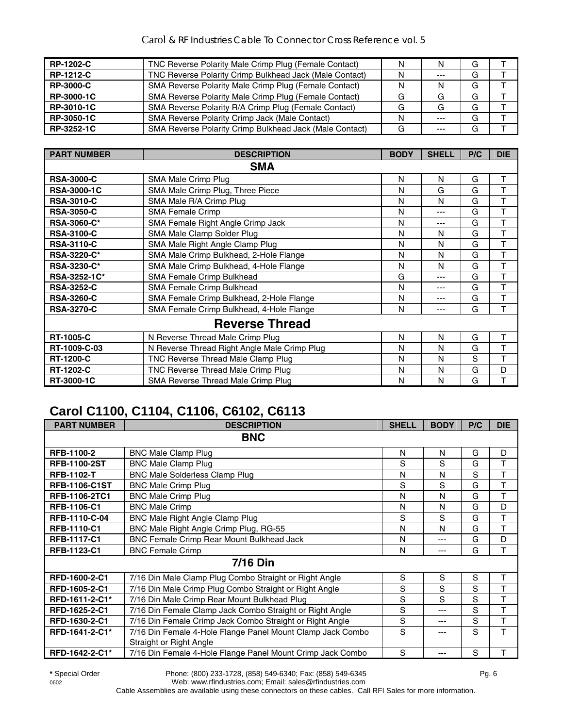| | | | | | |
|---|---|---|---|---|---|
| **RP-1202-C** | TNC Reverse Polarity Male Crimp Plug (Female Contact) | N | N | G | T |
| **RP-1212-C** | TNC Reverse Polarity Crimp Bulkhead Jack (Male Contact) | N | --- | G | T |
| **RP-3000-C** | SMA Reverse Polarity Male Crimp Plug (Female Contact) | N | N | G | T |
| **RP-3000-1C** | SMA Reverse Polarity Male Crimp Plug (Female Contact) | G | G | G | T |
| **RP-3010-1C** | SMA Reverse Polarity R/A Crimp Plug (Female Contact) | G | G | G | T |
| **RP-3050-1C** | SMA Reverse Polarity Crimp Jack (Male Contact) | N | --- | G | T |
| **RP-3252-1C** | SMA Reverse Polarity Crimp Bulkhead Jack (Male Contact) | G | --- | G | T |

| PART NUMBER | DESCRIPTION | BODY | SHELL | P/C | DIE |
|---|---|---|---|---|---|
| | **SMA** | | | | |
| **RSA-3000-C** | SMA Male Crimp Plug | N | N | G | T |
| **RSA-3000-1C** | SMA Male Crimp Plug, Three Piece | N | G | G | T |
| **RSA-3010-C** | SMA Male R/A Crimp Plug | N | N | G | T |
| **RSA-3050-C** | SMA Female Crimp | N | --- | G | T |
| **RSA-3060-C*** | SMA Female Right Angle Crimp Jack | N | --- | G | T |
| **RSA-3100-C** | SMA Male Clamp Solder Plug | N | N | G | T |
| **RSA-3110-C** | SMA Male Right Angle Clamp Plug | N | N | G | T |
| **RSA-3220-C*** | SMA Male Crimp Bulkhead, 2-Hole Flange | N | N | G | T |
| **RSA-3230-C*** | SMA Male Crimp Bulkhead, 4-Hole Flange | N | N | G | T |
| **RSA-3252-1C*** | SMA Female Crimp Bulkhead | G | --- | G | T |
| **RSA-3252-C** | SMA Female Crimp Bulkhead | N | --- | G | T |
| **RSA-3260-C** | SMA Female Crimp Bulkhead, 2-Hole Flange | N | --- | G | T |
| **RSA-3270-C** | SMA Female Crimp Bulkhead, 4-Hole Flange | N | --- | G | T |
| | **Reverse Thread** | | | | |
| **RT-1005-C** | N Reverse Thread Male Crimp Plug | N | N | G | T |
| **RT-1009-C-03** | N Reverse Thread Right Angle Male Crimp Plug | N | N | G | T |
| **RT-1200-C** | TNC Reverse Thread Male Clamp Plug | N | N | S | T |
| **RT-1202-C** | TNC Reverse Thread Male Crimp Plug | N | N | G | D |
| **RT-3000-1C** | SMA Reverse Thread Male Crimp Plug | N | N | G | T |

## Carol C1100, C1104, C1106, C6102, C6113

| PART NUMBER | DESCRIPTION | SHELL | BODY | P/C | DIE |
|---|---|---|---|---|---|
| | **BNC** | | | | |
| **RFB-1100-2** | BNC Male Clamp Plug | N | N | G | D |
| **RFB-1100-2ST** | BNC Male Clamp Plug | S | S | G | T |
| **RFB-1102-T** | BNC Male Solderless Clamp Plug | N | N | S | T |
| **RFB-1106-C1ST** | BNC Male Crimp Plug | S | S | G | T |
| **RFB-1106-2TC1** | BNC Male Crimp Plug | N | N | G | T |
| **RFB-1106-C1** | BNC Male Crimp | N | N | G | D |
| **RFB-1110-C-04** | BNC Male Right Angle Clamp Plug | S | S | G | T |
| **RFB-1110-C1** | BNC Male Right Angle Crimp Plug, RG-55 | N | N | G | T |
| **RFB-1117-C1** | BNC Female Crimp Rear Mount Bulkhead Jack | N | --- | G | D |
| **RFB-1123-C1** | BNC Female Crimp | N | --- | G | T |
| | **7/16 Din** | | | | |
| **RFD-1600-2-C1** | 7/16 Din Male Clamp Plug Combo Straight or Right Angle | S | S | S | T |
| **RFD-1605-2-C1** | 7/16 Din Male Crimp Plug Combo Straight or Right Angle | S | S | S | T |
| **RFD-1611-2-C1*** | 7/16 Din Male Crimp Rear Mount Bulkhead Plug | S | S | S | T |
| **RFD-1625-2-C1** | 7/16 Din Female Clamp Jack Combo Straight or Right Angle | S | --- | S | T |
| **RFD-1630-2-C1** | 7/16 Din Female Crimp Jack Combo Straight or Right Angle | S | --- | S | T |
| **RFD-1641-2-C1*** | 7/16 Din Female 4-Hole Flange Panel Mount Clamp Jack Combo Straight or Right Angle | S | --- | S | T |
| **RFD-1642-2-C1*** | 7/16 Din Female 4-Hole Flange Panel Mount Crimp Jack Combo | S | --- | S | T |

**\*** Special Order

Phone: (800) 233-1728, (858) 549-6340; Fax: (858) 549-6345
Web: www.rfindustries.com; Email: sales@rfindustries.com
Cable Assemblies are available using these connectors on these cables. Call RFI Sales for more information.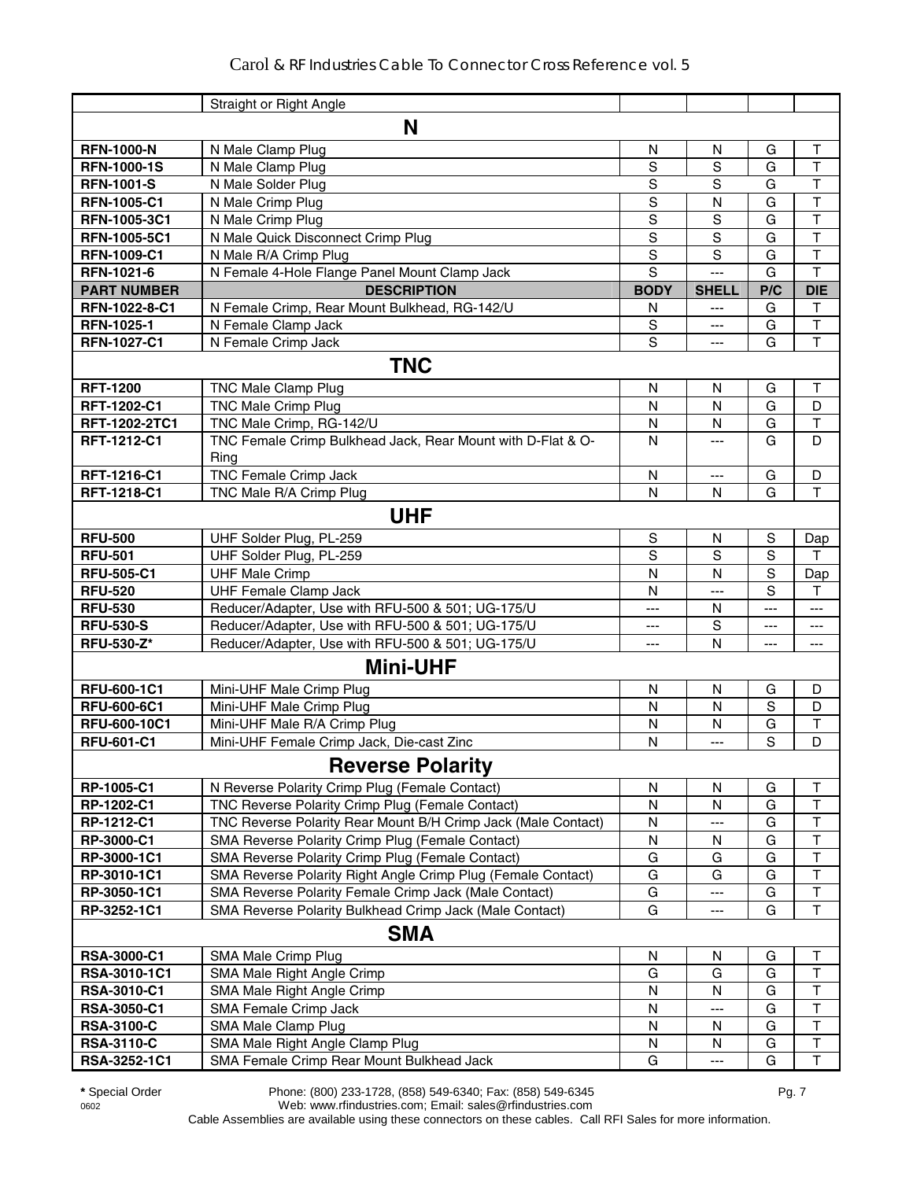| | Straight or Right Angle | | | | |
|---|---|---|---|---|---|
| **N** | | | | | |
| **RFN-1000-N** | N Male Clamp Plug | N | N | G | T |
| **RFN-1000-1S** | N Male Clamp Plug | S | S | G | T |
| **RFN-1001-S** | N Male Solder Plug | S | S | G | T |
| **RFN-1005-C1** | N Male Crimp Plug | S | N | G | T |
| **RFN-1005-3C1** | N Male Crimp Plug | S | S | G | T |
| **RFN-1005-5C1** | N Male Quick Disconnect Crimp Plug | S | S | G | T |
| **RFN-1009-C1** | N Male R/A Crimp Plug | S | S | G | T |
| **RFN-1021-6** | N Female 4-Hole Flange Panel Mount Clamp Jack | S | --- | G | T |
| **PART NUMBER** | **DESCRIPTION** | **BODY** | **SHELL** | **P/C** | **DIE** |
| **RFN-1022-8-C1** | N Female Crimp, Rear Mount Bulkhead, RG-142/U | N | --- | G | T |
| **RFN-1025-1** | N Female Clamp Jack | S | --- | G | T |
| **RFN-1027-C1** | N Female Crimp Jack | S | --- | G | T |
| **TNC** | | | | | |
| **RFT-1200** | TNC Male Clamp Plug | N | N | G | T |
| **RFT-1202-C1** | TNC Male Crimp Plug | N | N | G | D |
| **RFT-1202-2TC1** | TNC Male Crimp, RG-142/U | N | N | G | T |
| **RFT-1212-C1** | TNC Female Crimp Bulkhead Jack, Rear Mount with D-Flat & O-Ring | N | --- | G | D |
| **RFT-1216-C1** | TNC Female Crimp Jack | N | --- | G | D |
| **RFT-1218-C1** | TNC Male R/A Crimp Plug | N | N | G | T |
| **UHF** | | | | | |
| **RFU-500** | UHF Solder Plug, PL-259 | S | N | S | Dap |
| **RFU-501** | UHF Solder Plug, PL-259 | S | S | S | T |
| **RFU-505-C1** | UHF Male Crimp | N | N | S | Dap |
| **RFU-520** | UHF Female Clamp Jack | N | --- | S | T |
| **RFU-530** | Reducer/Adapter, Use with RFU-500 & 501; UG-175/U | --- | N | --- | --- |
| **RFU-530-S** | Reducer/Adapter, Use with RFU-500 & 501; UG-175/U | --- | S | --- | --- |
| **RFU-530-Z*** | Reducer/Adapter, Use with RFU-500 & 501; UG-175/U | --- | N | --- | --- |
| **Mini-UHF** | | | | | |
| **RFU-600-1C1** | Mini-UHF Male Crimp Plug | N | N | G | D |
| **RFU-600-6C1** | Mini-UHF Male Crimp Plug | N | N | S | D |
| **RFU-600-10C1** | Mini-UHF Male R/A Crimp Plug | N | N | G | T |
| **RFU-601-C1** | Mini-UHF Female Crimp Jack, Die-cast Zinc | N | --- | S | D |
| **Reverse Polarity** | | | | | |
| **RP-1005-C1** | N Reverse Polarity Crimp Plug (Female Contact) | N | N | G | T |
| **RP-1202-C1** | TNC Reverse Polarity Crimp Plug (Female Contact) | N | N | G | T |
| **RP-1212-C1** | TNC Reverse Polarity Rear Mount B/H Crimp Jack (Male Contact) | N | --- | G | T |
| **RP-3000-C1** | SMA Reverse Polarity Crimp Plug (Female Contact) | N | N | G | T |
| **RP-3000-1C1** | SMA Reverse Polarity Crimp Plug (Female Contact) | G | G | G | T |
| **RP-3010-1C1** | SMA Reverse Polarity Right Angle Crimp Plug (Female Contact) | G | G | G | T |
| **RP-3050-1C1** | SMA Reverse Polarity Female Crimp Jack (Male Contact) | G | --- | G | T |
| **RP-3252-1C1** | SMA Reverse Polarity Bulkhead Crimp Jack (Male Contact) | G | --- | G | T |
| **SMA** | | | | | |
| **RSA-3000-C1** | SMA Male Crimp Plug | N | N | G | T |
| **RSA-3010-1C1** | SMA Male Right Angle Crimp | G | G | G | T |
| **RSA-3010-C1** | SMA Male Right Angle Crimp | N | N | G | T |
| **RSA-3050-C1** | SMA Female Crimp Jack | N | --- | G | T |
| **RSA-3100-C** | SMA Male Clamp Plug | N | N | G | T |
| **RSA-3110-C** | SMA Male Right Angle Clamp Plug | N | N | G | T |
| **RSA-3252-1C1** | SMA Female Crimp Rear Mount Bulkhead Jack | G | --- | G | T |

**\*** Special Order

Phone: (800) 233-1728, (858) 549-6340; Fax: (858) 549-6345
Web: www.rfindustries.com; Email: sales@rfindustries.com

Cable Assemblies are available using these connectors on these cables. Call RFI Sales for more information.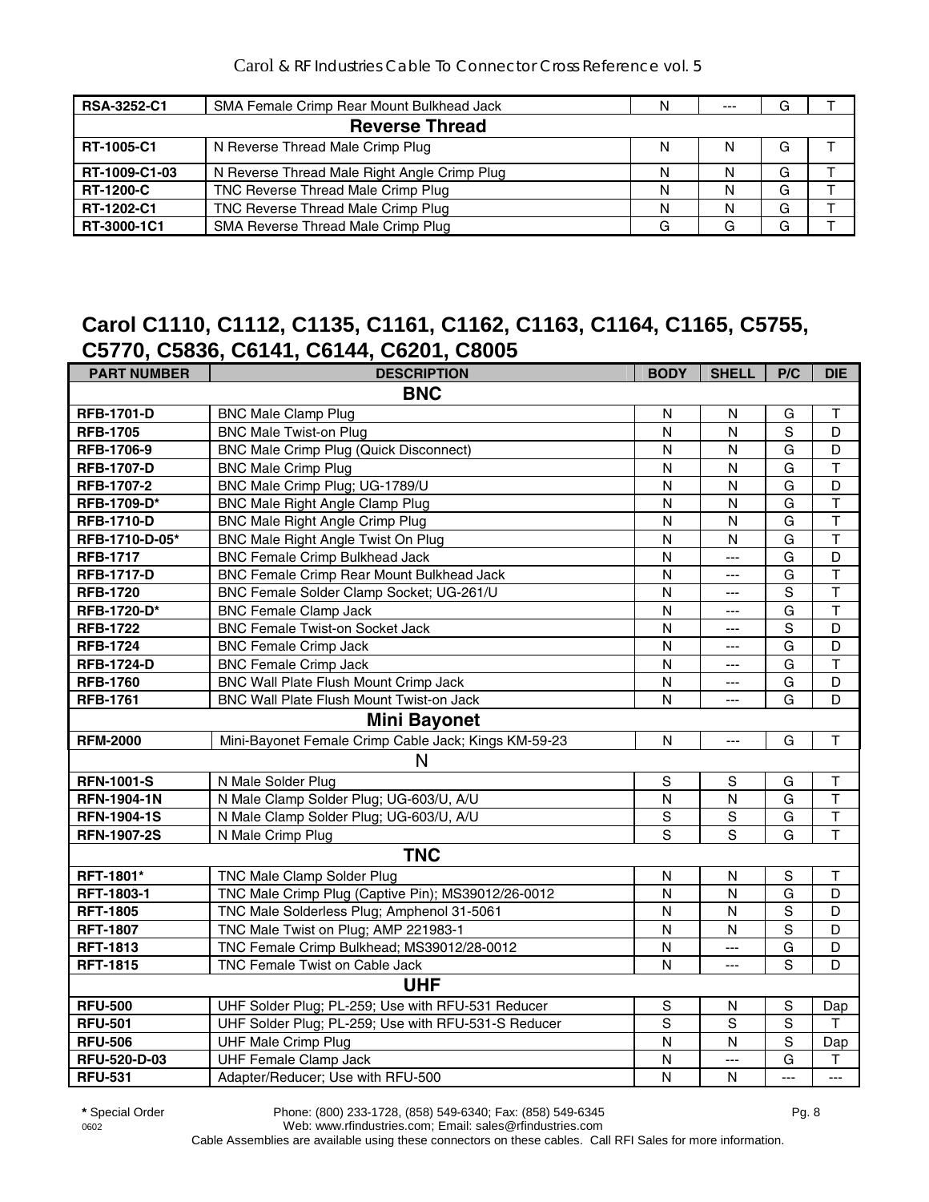| | | | | | |
|---|---|---|---|---|---|
| **RSA-3252-C1** | SMA Female Crimp Rear Mount Bulkhead Jack | N | --- | G | T |
| | **Reverse Thread** | | | | |
| **RT-1005-C1** | N Reverse Thread Male Crimp Plug | N | N | G | T |
| **RT-1009-C1-03** | N Reverse Thread Male Right Angle Crimp Plug | N | N | G | T |
| **RT-1200-C** | TNC Reverse Thread Male Crimp Plug | N | N | G | T |
| **RT-1202-C1** | TNC Reverse Thread Male Crimp Plug | N | N | G | T |
| **RT-3000-1C1** | SMA Reverse Thread Male Crimp Plug | G | G | G | T |

## Carol C1110, C1112, C1135, C1161, C1162, C1163, C1164, C1165, C5755, C5770, C5836, C6141, C6144, C6201, C8005

| PART NUMBER | DESCRIPTION | BODY | SHELL | P/C | DIE |
|---|---|---|---|---|---|
| | **BNC** | | | | |
| **RFB-1701-D** | BNC Male Clamp Plug | N | N | G | T |
| **RFB-1705** | BNC Male Twist-on Plug | N | N | S | D |
| **RFB-1706-9** | BNC Male Crimp Plug (Quick Disconnect) | N | N | G | D |
| **RFB-1707-D** | BNC Male Crimp Plug | N | N | G | T |
| **RFB-1707-2** | BNC Male Crimp Plug; UG-1789/U | N | N | G | D |
| **RFB-1709-D*** | BNC Male Right Angle Clamp Plug | N | N | G | T |
| **RFB-1710-D** | BNC Male Right Angle Crimp Plug | N | N | G | T |
| **RFB-1710-D-05*** | BNC Male Right Angle Twist On Plug | N | N | G | T |
| **RFB-1717** | BNC Female Crimp Bulkhead Jack | N | --- | G | D |
| **RFB-1717-D** | BNC Female Crimp Rear Mount Bulkhead Jack | N | --- | G | T |
| **RFB-1720** | BNC Female Solder Clamp Socket; UG-261/U | N | --- | S | T |
| **RFB-1720-D*** | BNC Female Clamp Jack | N | --- | G | T |
| **RFB-1722** | BNC Female Twist-on Socket Jack | N | --- | S | D |
| **RFB-1724** | BNC Female Crimp Jack | N | --- | G | D |
| **RFB-1724-D** | BNC Female Crimp Jack | N | --- | G | T |
| **RFB-1760** | BNC Wall Plate Flush Mount Crimp Jack | N | --- | G | D |
| **RFB-1761** | BNC Wall Plate Flush Mount Twist-on Jack | N | --- | G | D |
| | **Mini Bayonet** | | | | |
| **RFM-2000** | Mini-Bayonet Female Crimp Cable Jack; Kings KM-59-23 | N | --- | G | T |
| | **N** | | | | |
| **RFN-1001-S** | N Male Solder Plug | S | S | G | T |
| **RFN-1904-1N** | N Male Clamp Solder Plug; UG-603/U, A/U | N | N | G | T |
| **RFN-1904-1S** | N Male Clamp Solder Plug; UG-603/U, A/U | S | S | G | T |
| **RFN-1907-2S** | N Male Crimp Plug | S | S | G | T |
| | **TNC** | | | | |
| **RFT-1801*** | TNC Male Clamp Solder Plug | N | N | S | T |
| **RFT-1803-1** | TNC Male Crimp Plug (Captive Pin); MS39012/26-0012 | N | N | G | D |
| **RFT-1805** | TNC Male Solderless Plug; Amphenol 31-5061 | N | N | S | D |
| **RFT-1807** | TNC Male Twist on Plug; AMP 221983-1 | N | N | S | D |
| **RFT-1813** | TNC Female Crimp Bulkhead; MS39012/28-0012 | N | --- | G | D |
| **RFT-1815** | TNC Female Twist on Cable Jack | N | --- | S | D |
| | **UHF** | | | | |
| **RFU-500** | UHF Solder Plug; PL-259; Use with RFU-531 Reducer | S | N | S | Dap |
| **RFU-501** | UHF Solder Plug; PL-259; Use with RFU-531-S Reducer | S | S | S | T |
| **RFU-506** | UHF Male Crimp Plug | N | N | S | Dap |
| **RFU-520-D-03** | UHF Female Clamp Jack | N | --- | G | T |
| **RFU-531** | Adapter/Reducer; Use with RFU-500 | N | N | --- | --- |

**\*** Special Order

Phone: (800) 233-1728, (858) 549-6340; Fax: (858) 549-6345
Web: www.rfindustries.com; Email: sales@rfindustries.com

Cable Assemblies are available using these connectors on these cables. Call RFI Sales for more information.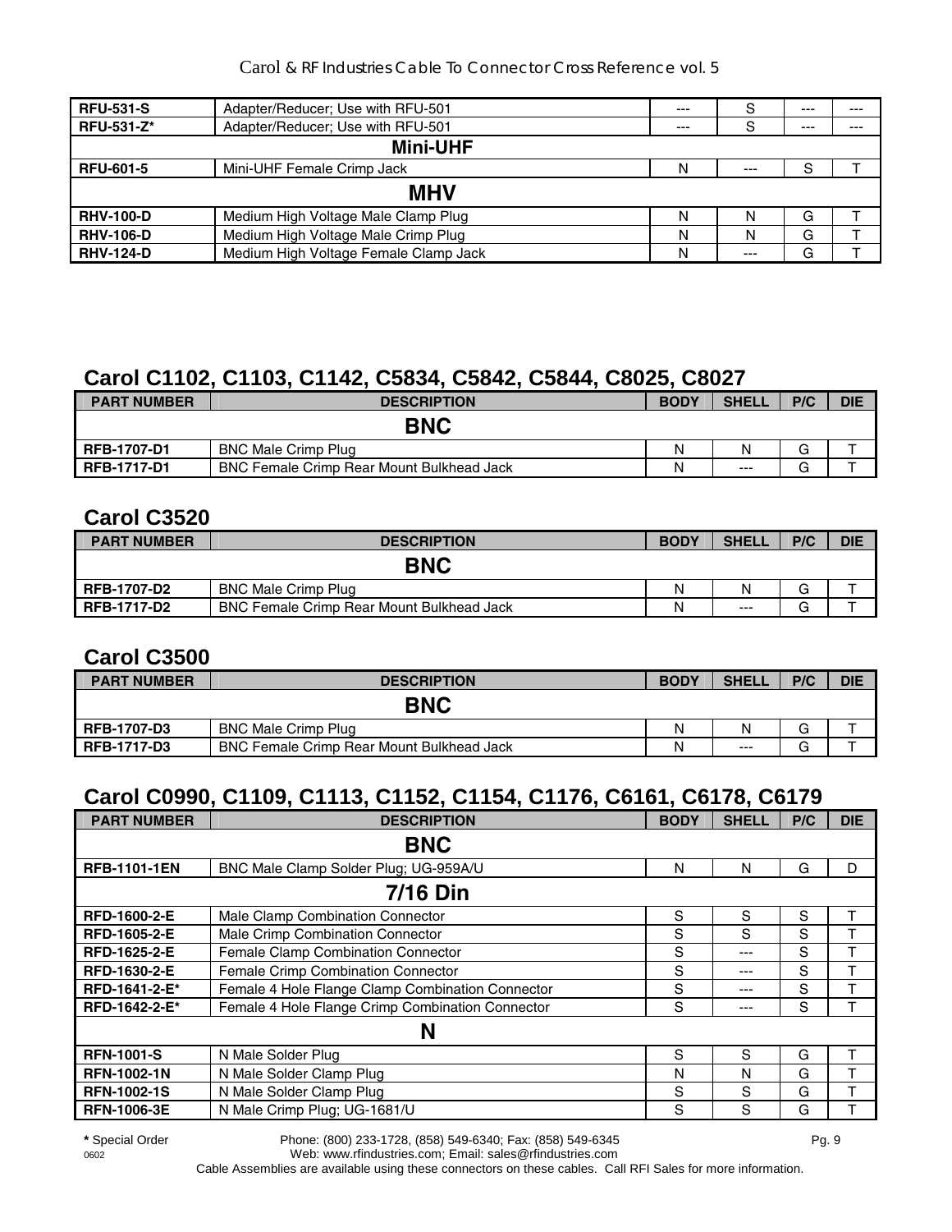| | | | | | |
|---|---|---|---|---|---|
| **RFU-531-S** | Adapter/Reducer; Use with RFU-501 | --- | S | --- | --- |
| **RFU-531-Z*** | Adapter/Reducer; Use with RFU-501 | --- | S | --- | --- |
| | **Mini-UHF** | | | | |
| **RFU-601-5** | Mini-UHF Female Crimp Jack | N | --- | S | T |
| | **MHV** | | | | |
| **RHV-100-D** | Medium High Voltage Male Clamp Plug | N | N | G | T |
| **RHV-106-D** | Medium High Voltage Male Crimp Plug | N | N | G | T |
| **RHV-124-D** | Medium High Voltage Female Clamp Jack | N | --- | G | T |

## Carol C1102, C1103, C1142, C5834, C5842, C5844, C8025, C8027

| PART NUMBER | DESCRIPTION | BODY | SHELL | P/C | DIE |
|---|---|---|---|---|---|
| | **BNC** | | | | |
| **RFB-1707-D1** | BNC Male Crimp Plug | N | N | G | T |
| **RFB-1717-D1** | BNC Female Crimp Rear Mount Bulkhead Jack | N | --- | G | T |

## Carol C3520

| PART NUMBER | DESCRIPTION | BODY | SHELL | P/C | DIE |
|---|---|---|---|---|---|
| | **BNC** | | | | |
| **RFB-1707-D2** | BNC Male Crimp Plug | N | N | G | T |
| **RFB-1717-D2** | BNC Female Crimp Rear Mount Bulkhead Jack | N | --- | G | T |

## Carol C3500

| PART NUMBER | DESCRIPTION | BODY | SHELL | P/C | DIE |
|---|---|---|---|---|---|
| | **BNC** | | | | |
| **RFB-1707-D3** | BNC Male Crimp Plug | N | N | G | T |
| **RFB-1717-D3** | BNC Female Crimp Rear Mount Bulkhead Jack | N | --- | G | T |

## Carol C0990, C1109, C1113, C1152, C1154, C1176, C6161, C6178, C6179

| PART NUMBER | DESCRIPTION | BODY | SHELL | P/C | DIE |
|---|---|---|---|---|---|
| | **BNC** | | | | |
| **RFB-1101-1EN** | BNC Male Clamp Solder Plug; UG-959A/U | N | N | G | D |
| | **7/16 Din** | | | | |
| **RFD-1600-2-E** | Male Clamp Combination Connector | S | S | S | T |
| **RFD-1605-2-E** | Male Crimp Combination Connector | S | S | S | T |
| **RFD-1625-2-E** | Female Clamp Combination Connector | S | --- | S | T |
| **RFD-1630-2-E** | Female Crimp Combination Connector | S | --- | S | T |
| **RFD-1641-2-E*** | Female 4 Hole Flange Clamp Combination Connector | S | --- | S | T |
| **RFD-1642-2-E*** | Female 4 Hole Flange Crimp Combination Connector | S | --- | S | T |
| | **N** | | | | |
| **RFN-1001-S** | N Male Solder Plug | S | S | G | T |
| **RFN-1002-1N** | N Male Solder Clamp Plug | N | N | G | T |
| **RFN-1002-1S** | N Male Solder Clamp Plug | S | S | G | T |
| **RFN-1006-3E** | N Male Crimp Plug; UG-1681/U | S | S | G | T |

**\*** Special Order    Phone: (800) 233-1728, (858) 549-6340; Fax: (858) 549-6345
Web: www.rfindustries.com; Email: sales@rfindustries.com
Cable Assemblies are available using these connectors on these cables. Call RFI Sales for more information.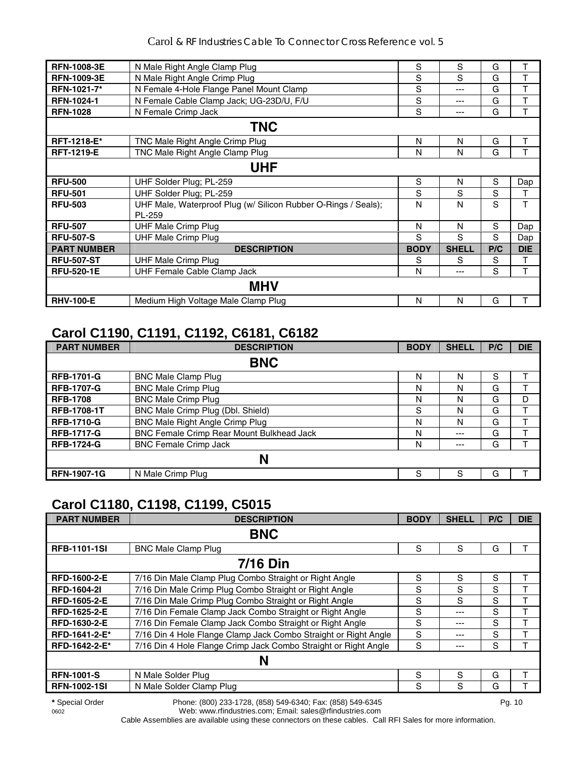| RFN-1008-3E | N Male Right Angle Clamp Plug | S | S | G | T |
|---|---|---|---|---|---|
| **RFN-1009-3E** | N Male Right Angle Crimp Plug | S | S | G | T |
| **RFN-1021-7*** | N Female 4-Hole Flange Panel Mount Clamp | S | --- | G | T |
| **RFN-1024-1** | N Female Cable Clamp Jack; UG-23D/U, F/U | S | --- | G | T |
| **RFN-1028** | N Female Crimp Jack | S | --- | G | T |
| **TNC** | | | | | |
| **RFT-1218-E*** | TNC Male Right Angle Crimp Plug | N | N | G | T |
| **RFT-1219-E** | TNC Male Right Angle Clamp Plug | N | N | G | T |
| **UHF** | | | | | |
| **RFU-500** | UHF Solder Plug; PL-259 | S | N | S | Dap |
| **RFU-501** | UHF Solder Plug; PL-259 | S | S | S | T |
| **RFU-503** | UHF Male, Waterproof Plug (w/ Silicon Rubber O-Rings / Seals); PL-259 | N | N | S | T |
| **RFU-507** | UHF Male Crimp Plug | N | N | S | Dap |
| **RFU-507-S** | UHF Male Crimp Plug | S | S | S | Dap |
| **PART NUMBER** | **DESCRIPTION** | **BODY** | **SHELL** | **P/C** | **DIE** |
| **RFU-507-ST** | UHF Male Crimp Plug | S | S | S | T |
| **RFU-520-1E** | UHF Female Cable Clamp Jack | N | --- | S | T |
| **MHV** | | | | | |
| **RHV-100-E** | Medium High Voltage Male Clamp Plug | N | N | G | T |

## Carol C1190, C1191, C1192, C6181, C6182

| PART NUMBER | DESCRIPTION | BODY | SHELL | P/C | DIE |
|---|---|---|---|---|---|
| **BNC** | | | | | |
| **RFB-1701-G** | BNC Male Clamp Plug | N | N | S | T |
| **RFB-1707-G** | BNC Male Crimp Plug | N | N | G | T |
| **RFB-1708** | BNC Male Crimp Plug | N | N | G | D |
| **RFB-1708-1T** | BNC Male Crimp Plug (Dbl. Shield) | S | N | G | T |
| **RFB-1710-G** | BNC Male Right Angle Crimp Plug | N | N | G | T |
| **RFB-1717-G** | BNC Female Crimp Rear Mount Bulkhead Jack | N | --- | G | T |
| **RFB-1724-G** | BNC Female Crimp Jack | N | --- | G | T |
| **N** | | | | | |
| **RFN-1907-1G** | N Male Crimp Plug | S | S | G | T |

## Carol C1180, C1198, C1199, C5015

| PART NUMBER | DESCRIPTION | BODY | SHELL | P/C | DIE |
|---|---|---|---|---|---|
| **BNC** | | | | | |
| **RFB-1101-1SI** | BNC Male Clamp Plug | S | S | G | T |
| **7/16 Din** | | | | | |
| **RFD-1600-2-E** | 7/16 Din Male Clamp Plug Combo Straight or Right Angle | S | S | S | T |
| **RFD-1604-2I** | 7/16 Din Male Crimp Plug Combo Straight or Right Angle | S | S | S | T |
| **RFD-1605-2-E** | 7/16 Din Male Crimp Plug Combo Straight or Right Angle | S | S | S | T |
| **RFD-1625-2-E** | 7/16 Din Female Clamp Jack Combo Straight or Right Angle | S | --- | S | T |
| **RFD-1630-2-E** | 7/16 Din Female Clamp Jack Combo Straight or Right Angle | S | --- | S | T |
| **RFD-1641-2-E*** | 7/16 Din 4 Hole Flange Clamp Jack Combo Straight or Right Angle | S | --- | S | T |
| **RFD-1642-2-E*** | 7/16 Din 4 Hole Flange Crimp Jack Combo Straight or Right Angle | S | --- | S | T |
| **N** | | | | | |
| **RFN-1001-S** | N Male Solder Plug | S | S | G | T |
| **RFN-1002-1SI** | N Male Solder Clamp Plug | S | S | G | T |

**\*** Special Order

Phone: (800) 233-1728, (858) 549-6340; Fax: (858) 549-6345
Web: www.rfindustries.com; Email: sales@rfindustries.com
Cable Assemblies are available using these connectors on these cables. Call RFI Sales for more information.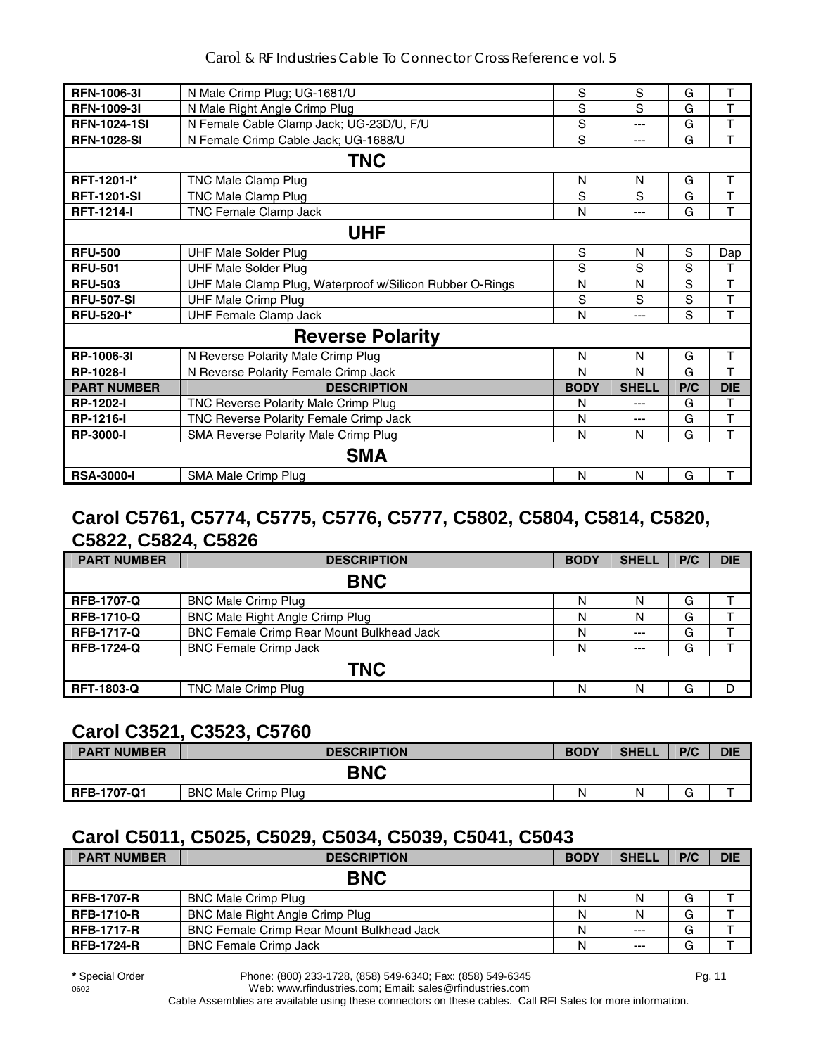| RFN-1006-3I | N Male Crimp Plug; UG-1681/U | S | S | G | T |
|---|---|---|---|---|---|
| **RFN-1009-3I** | N Male Right Angle Crimp Plug | S | S | G | T |
| **RFN-1024-1SI** | N Female Cable Clamp Jack; UG-23D/U, F/U | S | --- | G | T |
| **RFN-1028-SI** | N Female Crimp Cable Jack; UG-1688/U | S | --- | G | T |
| | **TNC** | | | | |
| **RFT-1201-I*** | TNC Male Clamp Plug | N | N | G | T |
| **RFT-1201-SI** | TNC Male Clamp Plug | S | S | G | T |
| **RFT-1214-I** | TNC Female Clamp Jack | N | --- | G | T |
| | **UHF** | | | | |
| **RFU-500** | UHF Male Solder Plug | S | N | S | Dap |
| **RFU-501** | UHF Male Solder Plug | S | S | S | T |
| **RFU-503** | UHF Male Clamp Plug, Waterproof w/Silicon Rubber O-Rings | N | N | S | T |
| **RFU-507-SI** | UHF Male Crimp Plug | S | S | S | T |
| **RFU-520-I*** | UHF Female Clamp Jack | N | --- | S | T |
| | **Reverse Polarity** | | | | |
| **RP-1006-3I** | N Reverse Polarity Male Crimp Plug | N | N | G | T |
| **RP-1028-I** | N Reverse Polarity Female Crimp Jack | N | N | G | T |
| **PART NUMBER** | **DESCRIPTION** | **BODY** | **SHELL** | **P/C** | **DIE** |
| **RP-1202-I** | TNC Reverse Polarity Male Crimp Plug | N | --- | G | T |
| **RP-1216-I** | TNC Reverse Polarity Female Crimp Jack | N | --- | G | T |
| **RP-3000-I** | SMA Reverse Polarity Male Crimp Plug | N | N | G | T |
| | **SMA** | | | | |
| **RSA-3000-I** | SMA Male Crimp Plug | N | N | G | T |

## Carol C5761, C5774, C5775, C5776, C5777, C5802, C5804, C5814, C5820, C5822, C5824, C5826

| PART NUMBER | DESCRIPTION | BODY | SHELL | P/C | DIE |
|---|---|---|---|---|---|
| | **BNC** | | | | |
| **RFB-1707-Q** | BNC Male Crimp Plug | N | N | G | T |
| **RFB-1710-Q** | BNC Male Right Angle Crimp Plug | N | N | G | T |
| **RFB-1717-Q** | BNC Female Crimp Rear Mount Bulkhead Jack | N | --- | G | T |
| **RFB-1724-Q** | BNC Female Crimp Jack | N | --- | G | T |
| | **TNC** | | | | |
| **RFT-1803-Q** | TNC Male Crimp Plug | N | N | G | D |

## Carol C3521, C3523, C5760

| PART NUMBER | DESCRIPTION | BODY | SHELL | P/C | DIE |
|---|---|---|---|---|---|
| | **BNC** | | | | |
| **RFB-1707-Q1** | BNC Male Crimp Plug | N | N | G | T |

## Carol C5011, C5025, C5029, C5034, C5039, C5041, C5043

| PART NUMBER | DESCRIPTION | BODY | SHELL | P/C | DIE |
|---|---|---|---|---|---|
| | **BNC** | | | | |
| **RFB-1707-R** | BNC Male Crimp Plug | N | N | G | T |
| **RFB-1710-R** | BNC Male Right Angle Crimp Plug | N | N | G | T |
| **RFB-1717-R** | BNC Female Crimp Rear Mount Bulkhead Jack | N | --- | G | T |
| **RFB-1724-R** | BNC Female Crimp Jack | N | --- | G | T |

**\*** Special Order

Cable Assemblies are available using these connectors on these cables. Call RFI Sales for more information.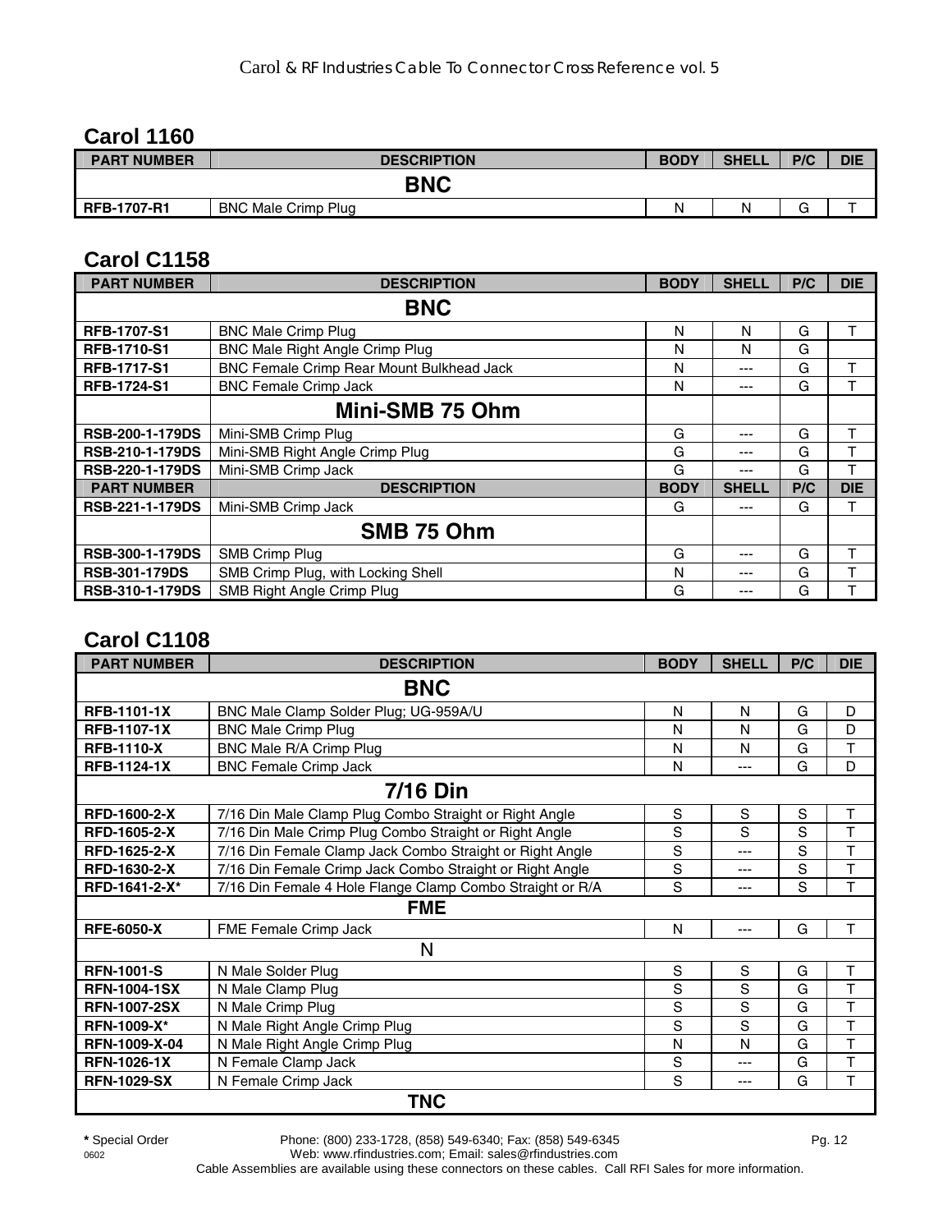## Carol 1160

| PART NUMBER | DESCRIPTION | BODY | SHELL | P/C | DIE |
|---|---|---|---|---|---|
| | **BNC** | | | | |
| **RFB-1707-R1** | BNC Male Crimp Plug | N | N | G | T |

## Carol C1158

| PART NUMBER | DESCRIPTION | BODY | SHELL | P/C | DIE |
|---|---|---|---|---|---|
| | **BNC** | | | | |
| **RFB-1707-S1** | BNC Male Crimp Plug | N | N | G | T |
| **RFB-1710-S1** | BNC Male Right Angle Crimp Plug | N | N | G | |
| **RFB-1717-S1** | BNC Female Crimp Rear Mount Bulkhead Jack | N | --- | G | T |
| **RFB-1724-S1** | BNC Female Crimp Jack | N | --- | G | T |
| | **Mini-SMB 75 Ohm** | | | | |
| **RSB-200-1-179DS** | Mini-SMB Crimp Plug | G | --- | G | T |
| **RSB-210-1-179DS** | Mini-SMB Right Angle Crimp Plug | G | --- | G | T |
| **RSB-220-1-179DS** | Mini-SMB Crimp Jack | G | --- | G | T |
| **PART NUMBER** | **DESCRIPTION** | **BODY** | **SHELL** | **P/C** | **DIE** |
| **RSB-221-1-179DS** | Mini-SMB Crimp Jack | G | --- | G | T |
| | **SMB 75 Ohm** | | | | |
| **RSB-300-1-179DS** | SMB Crimp Plug | G | --- | G | T |
| **RSB-301-179DS** | SMB Crimp Plug, with Locking Shell | N | --- | G | T |
| **RSB-310-1-179DS** | SMB Right Angle Crimp Plug | G | --- | G | T |

## Carol C1108

| PART NUMBER | DESCRIPTION | BODY | SHELL | P/C | DIE |
|---|---|---|---|---|---|
| | **BNC** | | | | |
| **RFB-1101-1X** | BNC Male Clamp Solder Plug; UG-959A/U | N | N | G | D |
| **RFB-1107-1X** | BNC Male Crimp Plug | N | N | G | D |
| **RFB-1110-X** | BNC Male R/A Crimp Plug | N | N | G | T |
| **RFB-1124-1X** | BNC Female Crimp Jack | N | --- | G | D |
| | **7/16 Din** | | | | |
| **RFD-1600-2-X** | 7/16 Din Male Clamp Plug Combo Straight or Right Angle | S | S | S | T |
| **RFD-1605-2-X** | 7/16 Din Male Crimp Plug Combo Straight or Right Angle | S | S | S | T |
| **RFD-1625-2-X** | 7/16 Din Female Clamp Jack Combo Straight or Right Angle | S | --- | S | T |
| **RFD-1630-2-X** | 7/16 Din Female Crimp Jack Combo Straight or Right Angle | S | --- | S | T |
| **RFD-1641-2-X*** | 7/16 Din Female 4 Hole Flange Clamp Combo Straight or R/A | S | --- | S | T |
| | **FME** | | | | |
| **RFE-6050-X** | FME Female Crimp Jack | N | --- | G | T |
| | N | | | | |
| **RFN-1001-S** | N Male Solder Plug | S | S | G | T |
| **RFN-1004-1SX** | N Male Clamp Plug | S | S | G | T |
| **RFN-1007-2SX** | N Male Crimp Plug | S | S | G | T |
| **RFN-1009-X*** | N Male Right Angle Crimp Plug | S | S | G | T |
| **RFN-1009-X-04** | N Male Right Angle Crimp Plug | N | N | G | T |
| **RFN-1026-1X** | N Female Clamp Jack | S | --- | G | T |
| **RFN-1029-SX** | N Female Crimp Jack | S | --- | G | T |
| | **TNC** | | | | |

**\*** Special Order

Phone: (800) 233-1728, (858) 549-6340; Fax: (858) 549-6345

Web: www.rfindustries.com; Email: sales@rfindustries.com

Cable Assemblies are available using these connectors on these cables. Call RFI Sales for more information.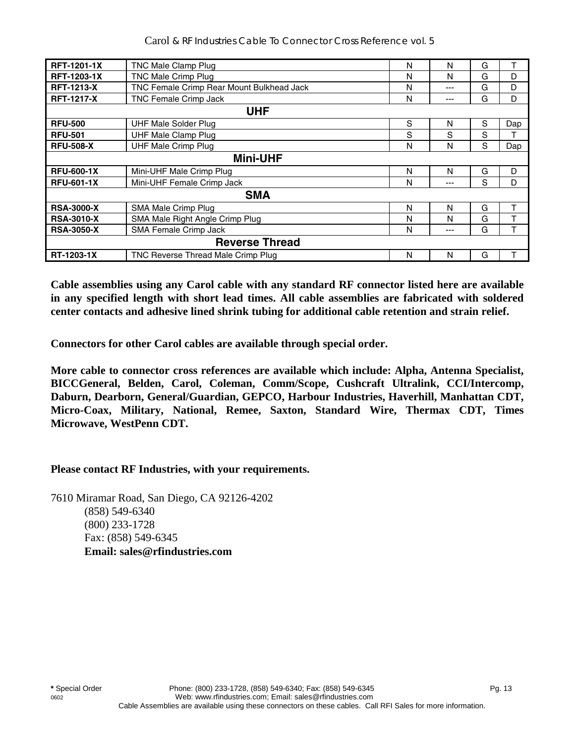| | | | | | |
|---|---|---|---|---|---|
| **RFT-1201-1X** | TNC Male Clamp Plug | N | N | G | T |
| **RFT-1203-1X** | TNC Male Crimp Plug | N | N | G | D |
| **RFT-1213-X** | TNC Female Crimp Rear Mount Bulkhead Jack | N | --- | G | D |
| **RFT-1217-X** | TNC Female Crimp Jack | N | --- | G | D |
| | **UHF** | | | | |
| **RFU-500** | UHF Male Solder Plug | S | N | S | Dap |
| **RFU-501** | UHF Male Clamp Plug | S | S | S | T |
| **RFU-508-X** | UHF Male Crimp Plug | N | N | S | Dap |
| | **Mini-UHF** | | | | |
| **RFU-600-1X** | Mini-UHF Male Crimp Plug | N | N | G | D |
| **RFU-601-1X** | Mini-UHF Female Crimp Jack | N | --- | S | D |
| | **SMA** | | | | |
| **RSA-3000-X** | SMA Male Crimp Plug | N | N | G | T |
| **RSA-3010-X** | SMA Male Right Angle Crimp Plug | N | N | G | T |
| **RSA-3050-X** | SMA Female Crimp Jack | N | --- | G | T |
| | **Reverse Thread** | | | | |
| **RT-1203-1X** | TNC Reverse Thread Male Crimp Plug | N | N | G | T |

**Cable assemblies using any Carol cable with any standard RF connector listed here are available in any specified length with short lead times. All cable assemblies are fabricated with soldered center contacts and adhesive lined shrink tubing for additional cable retention and strain relief.**

**Connectors for other Carol cables are available through special order.**

**More cable to connector cross references are available which include: Alpha, Antenna Specialist, BICCGeneral, Belden, Carol, Coleman, Comm/Scope, Cushcraft Ultralink, CCI/Intercomp, Daburn, Dearborn, General/Guardian, GEPCO, Harbour Industries, Haverhill, Manhattan CDT, Micro-Coax, Military, National, Remee, Saxton, Standard Wire, Thermax CDT, Times Microwave, WestPenn CDT.**

**Please contact RF Industries, with your requirements.**

7610 Miramar Road, San Diego, CA 92126-4202
(858) 549-6340
(800) 233-1728
Fax: (858) 549-6345
**Email: sales@rfindustries.com**

**\*** Special Order

Cable Assemblies are available using these connectors on these cables. Call RFI Sales for more information.